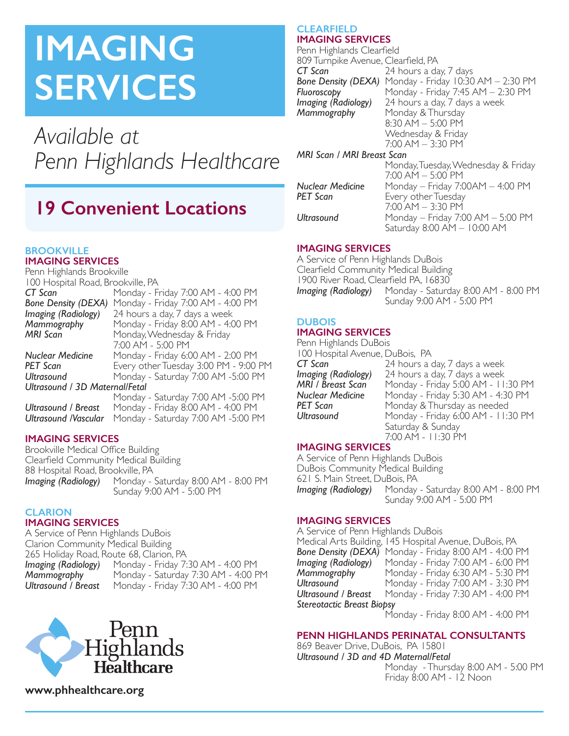# IMAGING SERVICES

*Available at Penn Highlands Healthcare*

## 19 Convenient Locations

### BROOKVILLE IMAGING SERVICES

Penn Highlands Brookville
100 Hospital Road, Brookville, PA

| | |
|---|---|
| *CT Scan* | Monday - Friday 7:00 AM - 4:00 PM |
| *Bone Density (DEXA)* | Monday - Friday 7:00 AM - 4:00 PM |
| *Imaging (Radiology)* | 24 hours a day, 7 days a week |
| *Mammography* | Monday - Friday 8:00 AM - 4:00 PM |
| *MRI Scan* | Monday, Wednesday & Friday 7:00 AM - 5:00 PM |
| *Nuclear Medicine* | Monday - Friday 6:00 AM - 2:00 PM |
| *PET Scan* | Every other Tuesday 3:00 PM - 9:00 PM |
| *Ultrasound* | Monday - Saturday 7:00 AM -5:00 PM |
| *Ultrasound / 3D Maternal/Fetal* | Monday - Saturday 7:00 AM -5:00 PM |
| *Ultrasound / Breast* | Monday - Friday 8:00 AM - 4:00 PM |
| *Ultrasound /Vascular* | Monday - Saturday 7:00 AM -5:00 PM |

### IMAGING SERVICES

Brookville Medical Office Building
Clearfield Community Medical Building
88 Hospital Road, Brookville, PA

| | |
|---|---|
| *Imaging (Radiology)* | Monday - Saturday 8:00 AM - 8:00 PM<br>Sunday 9:00 AM - 5:00 PM |

### CLARION IMAGING SERVICES

A Service of Penn Highlands DuBois
Clarion Community Medical Building
265 Holiday Road, Route 68, Clarion, PA

| | |
|---|---|
| *Imaging (Radiology)* | Monday - Friday 7:30 AM - 4:00 PM |
| *Mammography* | Monday - Saturday 7:30 AM - 4:00 PM |
| *Ultrasound / Breast* | Monday - Friday 7:30 AM - 4:00 PM |

Penn Highlands Healthcare

**www.phhealthcare.org**

### CLEARFIELD IMAGING SERVICES

Penn Highlands Clearfield
809 Turnpike Avenue, Clearfield, PA

| | |
|---|---|
| *CT Scan* | 24 hours a day, 7 days |
| *Bone Density (DEXA)* | Monday - Friday 10:30 AM – 2:30 PM |
| *Fluoroscopy* | Monday - Friday 7:45 AM – 2:30 PM |
| *Imaging (Radiology)* | 24 hours a day, 7 days a week |
| *Mammography* | Monday & Thursday 8:30 AM – 5:00 PM<br>Wednesday & Friday 7:00 AM – 3:30 PM |
| *MRI Scan / MRI Breast Scan* | Monday, Tuesday, Wednesday & Friday 7:00 AM – 5:00 PM |
| *Nuclear Medicine* | Monday – Friday 7:00AM – 4:00 PM |
| *PET Scan* | Every other Tuesday 7:00 AM – 3:30 PM |
| *Ultrasound* | Monday – Friday 7:00 AM – 5:00 PM<br>Saturday 8:00 AM – 10:00 AM |

### IMAGING SERVICES

A Service of Penn Highlands DuBois
Clearfield Community Medical Building
1900 River Road, Clearfield PA, 16830

| | |
|---|---|
| *Imaging (Radiology)* | Monday - Saturday 8:00 AM - 8:00 PM<br>Sunday 9:00 AM - 5:00 PM |

### DUBOIS IMAGING SERVICES

Penn Highlands DuBois
100 Hospital Avenue, DuBois, PA

| | |
|---|---|
| *CT Scan* | 24 hours a day, 7 days a week |
| *Imaging (Radiology)* | 24 hours a day, 7 days a week |
| *MRI / Breast Scan* | Monday - Friday 5:00 AM - 11:30 PM |
| *Nuclear Medicine* | Monday - Friday 5:30 AM - 4:30 PM |
| *PET Scan* | Monday & Thursday as needed |
| *Ultrasound* | Monday - Friday 6:00 AM - 11:30 PM<br>Saturday & Sunday 7:00 AM - 11:30 PM |

### IMAGING SERVICES

A Service of Penn Highlands DuBois
DuBois Community Medical Building
621 S. Main Street, DuBois, PA

| | |
|---|---|
| *Imaging (Radiology)* | Monday - Saturday 8:00 AM - 8:00 PM<br>Sunday 9:00 AM - 5:00 PM |

### IMAGING SERVICES

A Service of Penn Highlands DuBois
Medical Arts Building, 145 Hospital Avenue, DuBois, PA

| | |
|---|---|
| *Bone Density (DEXA)* | Monday - Friday 8:00 AM - 4:00 PM |
| *Imaging (Radiology)* | Monday - Friday 7:00 AM - 6:00 PM |
| *Mammography* | Monday - Friday 6:30 AM - 5:30 PM |
| *Ultrasound* | Monday - Friday 7:00 AM - 3:30 PM |
| *Ultrasound / Breast* | Monday - Friday 7:30 AM - 4:00 PM |
| *Stereotactic Breast Biopsy* | Monday - Friday 8:00 AM - 4:00 PM |

### PENN HIGHLANDS PERINATAL CONSULTANTS

869 Beaver Drive, DuBois, PA 15801

| | |
|---|---|
| *Ultrasound / 3D and 4D Maternal/Fetal* | Monday - Thursday 8:00 AM - 5:00 PM<br>Friday 8:00 AM - 12 Noon |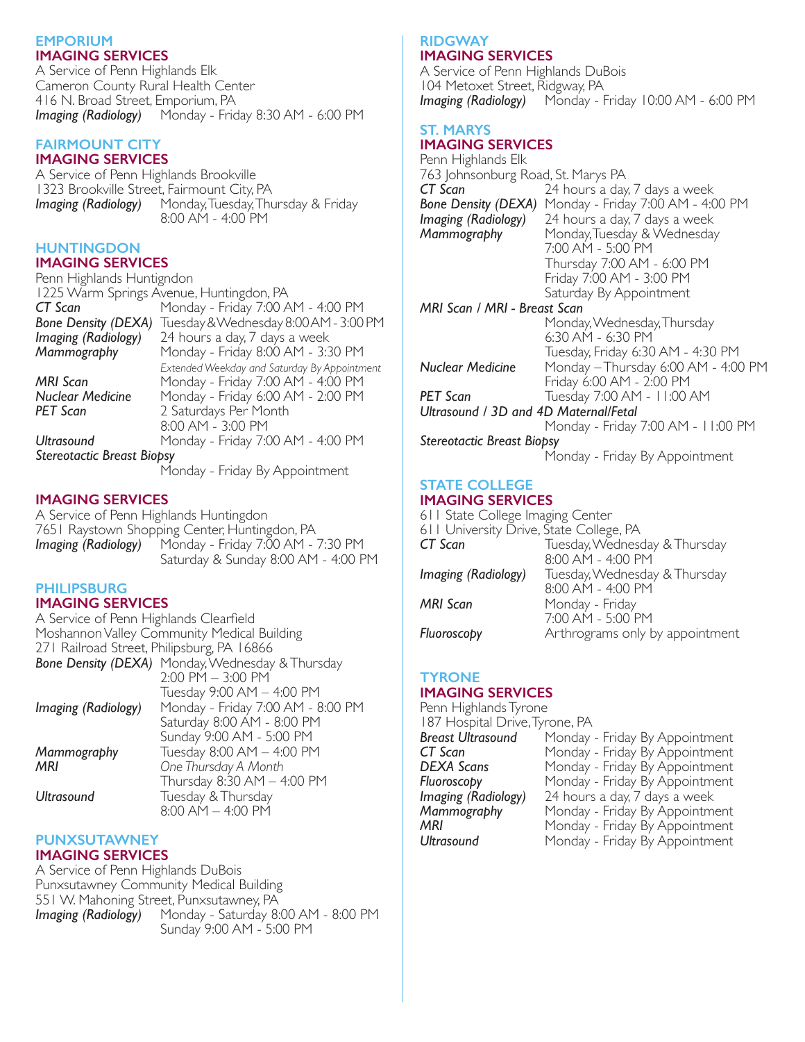## EMPORIUM IMAGING SERVICES

A Service of Penn Highlands Elk
Cameron County Rural Health Center
416 N. Broad Street, Emporium, PA

| | |
|---|---|
| *Imaging (Radiology)* | Monday - Friday 8:30 AM - 6:00 PM |

## FAIRMOUNT CITY IMAGING SERVICES

A Service of Penn Highlands Brookville
1323 Brookville Street, Fairmount City, PA

| | |
|---|---|
| *Imaging (Radiology)* | Monday, Tuesday, Thursday & Friday 8:00 AM - 4:00 PM |

## HUNTINGDON IMAGING SERVICES

Penn Highlands Huntigndon
1225 Warm Springs Avenue, Huntingdon, PA

| | |
|---|---|
| *CT Scan* | Monday - Friday 7:00 AM - 4:00 PM |
| *Bone Density (DEXA)* | Tuesday & Wednesday 8:00 AM - 3:00 PM |
| *Imaging (Radiology)* | 24 hours a day, 7 days a week |
| *Mammography* | Monday - Friday 8:00 AM - 3:30 PM<br>*Extended Weekday and Saturday By Appointment* |
| *MRI Scan* | Monday - Friday 7:00 AM - 4:00 PM |
| *Nuclear Medicine* | Monday - Friday 6:00 AM - 2:00 PM |
| *PET Scan* | 2 Saturdays Per Month<br>8:00 AM - 3:00 PM |
| *Ultrasound* | Monday - Friday 7:00 AM - 4:00 PM |
| *Stereotactic Breast Biopsy* | Monday - Friday By Appointment |

## IMAGING SERVICES

A Service of Penn Highlands Huntingdon
7651 Raystown Shopping Center, Huntingdon, PA

| | |
|---|---|
| *Imaging (Radiology)* | Monday - Friday 7:00 AM - 7:30 PM<br>Saturday & Sunday 8:00 AM - 4:00 PM |

## PHILIPSBURG IMAGING SERVICES

A Service of Penn Highlands Clearfield
Moshannon Valley Community Medical Building
271 Railroad Street, Philipsburg, PA 16866

| | |
|---|---|
| *Bone Density (DEXA)* | Monday, Wednesday & Thursday<br>2:00 PM – 3:00 PM<br>Tuesday 9:00 AM – 4:00 PM |
| *Imaging (Radiology)* | Monday - Friday 7:00 AM - 8:00 PM<br>Saturday 8:00 AM - 8:00 PM<br>Sunday 9:00 AM - 5:00 PM |
| *Mammography* | Tuesday 8:00 AM – 4:00 PM |
| *MRI* | *One Thursday A Month*<br>Thursday 8:30 AM – 4:00 PM |
| *Ultrasound* | Tuesday & Thursday<br>8:00 AM – 4:00 PM |

## PUNXSUTAWNEY IMAGING SERVICES

A Service of Penn Highlands DuBois
Punxsutawney Community Medical Building
551 W. Mahoning Street, Punxsutawney, PA

| | |
|---|---|
| *Imaging (Radiology)* | Monday - Saturday 8:00 AM - 8:00 PM<br>Sunday 9:00 AM - 5:00 PM |

## RIDGWAY IMAGING SERVICES

A Service of Penn Highlands DuBois
104 Metoxet Street, Ridgway, PA

| | |
|---|---|
| *Imaging (Radiology)* | Monday - Friday 10:00 AM - 6:00 PM |

## ST. MARYS IMAGING SERVICES

Penn Highlands Elk
763 Johnsonburg Road, St. Marys PA

| | |
|---|---|
| *CT Scan* | 24 hours a day, 7 days a week |
| *Bone Density (DEXA)* | Monday - Friday 7:00 AM - 4:00 PM |
| *Imaging (Radiology)* | 24 hours a day, 7 days a week |
| *Mammography* | Monday, Tuesday & Wednesday<br>7:00 AM - 5:00 PM<br>Thursday 7:00 AM - 6:00 PM<br>Friday 7:00 AM - 3:00 PM<br>Saturday By Appointment |
| *MRI Scan / MRI - Breast Scan* | Monday, Wednesday, Thursday<br>6:30 AM - 6:30 PM<br>Tuesday, Friday 6:30 AM - 4:30 PM |
| *Nuclear Medicine* | Monday – Thursday 6:00 AM - 4:00 PM<br>Friday 6:00 AM - 2:00 PM |
| *PET Scan* | Tuesday 7:00 AM - 11:00 AM |
| *Ultrasound / 3D and 4D Maternal/Fetal* | Monday - Friday 7:00 AM - 11:00 PM |
| *Stereotactic Breast Biopsy* | Monday - Friday By Appointment |

## STATE COLLEGE IMAGING SERVICES

611 State College Imaging Center
611 University Drive, State College, PA

| | |
|---|---|
| *CT Scan* | Tuesday, Wednesday & Thursday<br>8:00 AM - 4:00 PM |
| *Imaging (Radiology)* | Tuesday, Wednesday & Thursday<br>8:00 AM - 4:00 PM |
| *MRI Scan* | Monday - Friday<br>7:00 AM - 5:00 PM |
| *Fluoroscopy* | Arthrograms only by appointment |

## TYRONE IMAGING SERVICES

Penn Highlands Tyrone
187 Hospital Drive, Tyrone, PA

| | |
|---|---|
| *Breast Ultrasound* | Monday - Friday By Appointment |
| *CT Scan* | Monday - Friday By Appointment |
| *DEXA Scans* | Monday - Friday By Appointment |
| *Fluoroscopy* | Monday - Friday By Appointment |
| *Imaging (Radiology)* | 24 hours a day, 7 days a week |
| *Mammography* | Monday - Friday By Appointment |
| *MRI* | Monday - Friday By Appointment |
| *Ultrasound* | Monday - Friday By Appointment |